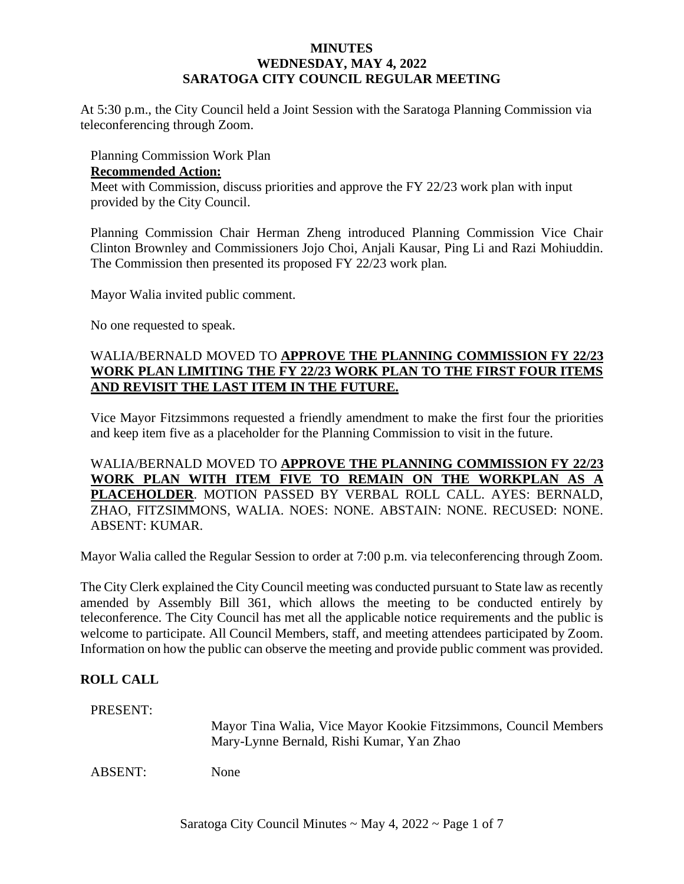# MINUTES
## WEDNESDAY, MAY 4, 2022
## SARATOGA CITY COUNCIL REGULAR MEETING

At 5:30 p.m., the City Council held a Joint Session with the Saratoga Planning Commission via teleconferencing through Zoom.

Planning Commission Work Plan

**Recommended Action:**

Meet with Commission, discuss priorities and approve the FY 22/23 work plan with input provided by the City Council.

Planning Commission Chair Herman Zheng introduced Planning Commission Vice Chair Clinton Brownley and Commissioners Jojo Choi, Anjali Kausar, Ping Li and Razi Mohiuddin. The Commission then presented its proposed FY 22/23 work plan.

Mayor Walia invited public comment.

No one requested to speak.

WALIA/BERNALD MOVED TO **APPROVE THE PLANNING COMMISSION FY 22/23 WORK PLAN LIMITING THE FY 22/23 WORK PLAN TO THE FIRST FOUR ITEMS AND REVISIT THE LAST ITEM IN THE FUTURE.**

Vice Mayor Fitzsimmons requested a friendly amendment to make the first four the priorities and keep item five as a placeholder for the Planning Commission to visit in the future.

WALIA/BERNALD MOVED TO **APPROVE THE PLANNING COMMISSION FY 22/23 WORK PLAN WITH ITEM FIVE TO REMAIN ON THE WORKPLAN AS A PLACEHOLDER**. MOTION PASSED BY VERBAL ROLL CALL. AYES: BERNALD, ZHAO, FITZSIMMONS, WALIA. NOES: NONE. ABSTAIN: NONE. RECUSED: NONE. ABSENT: KUMAR.

Mayor Walia called the Regular Session to order at 7:00 p.m. via teleconferencing through Zoom.

The City Clerk explained the City Council meeting was conducted pursuant to State law as recently amended by Assembly Bill 361, which allows the meeting to be conducted entirely by teleconference. The City Council has met all the applicable notice requirements and the public is welcome to participate. All Council Members, staff, and meeting attendees participated by Zoom. Information on how the public can observe the meeting and provide public comment was provided.

## ROLL CALL

PRESENT: Mayor Tina Walia, Vice Mayor Kookie Fitzsimmons, Council Members Mary-Lynne Bernald, Rishi Kumar, Yan Zhao

ABSENT: None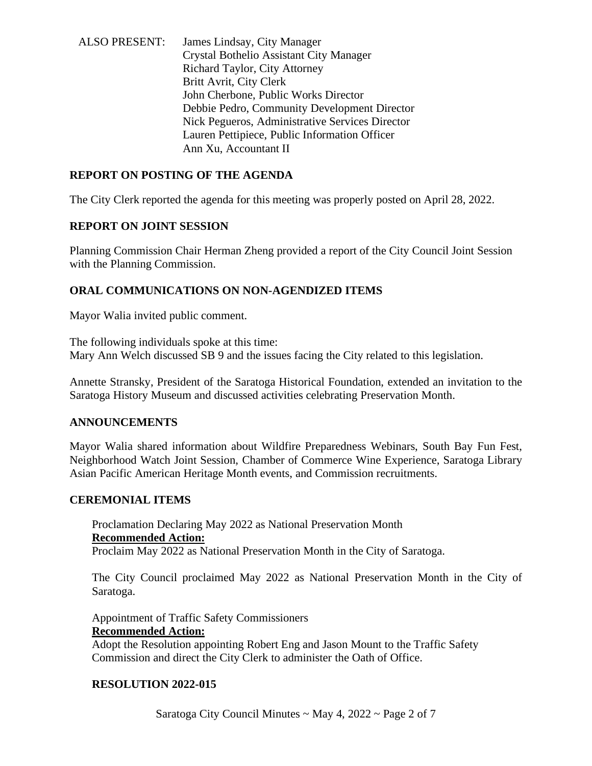ALSO PRESENT: James Lindsay, City Manager
Crystal Bothelio Assistant City Manager
Richard Taylor, City Attorney
Britt Avrit, City Clerk
John Cherbone, Public Works Director
Debbie Pedro, Community Development Director
Nick Pegueros, Administrative Services Director
Lauren Pettipiece, Public Information Officer
Ann Xu, Accountant II

## REPORT ON POSTING OF THE AGENDA

The City Clerk reported the agenda for this meeting was properly posted on April 28, 2022.

## REPORT ON JOINT SESSION

Planning Commission Chair Herman Zheng provided a report of the City Council Joint Session with the Planning Commission.

## ORAL COMMUNICATIONS ON NON-AGENDIZED ITEMS

Mayor Walia invited public comment.

The following individuals spoke at this time:
Mary Ann Welch discussed SB 9 and the issues facing the City related to this legislation.

Annette Stransky, President of the Saratoga Historical Foundation, extended an invitation to the Saratoga History Museum and discussed activities celebrating Preservation Month.

## ANNOUNCEMENTS

Mayor Walia shared information about Wildfire Preparedness Webinars, South Bay Fun Fest, Neighborhood Watch Joint Session, Chamber of Commerce Wine Experience, Saratoga Library Asian Pacific American Heritage Month events, and Commission recruitments.

## CEREMONIAL ITEMS

Proclamation Declaring May 2022 as National Preservation Month
**Recommended Action:**
Proclaim May 2022 as National Preservation Month in the City of Saratoga.

The City Council proclaimed May 2022 as National Preservation Month in the City of Saratoga.

Appointment of Traffic Safety Commissioners
**Recommended Action:**
Adopt the Resolution appointing Robert Eng and Jason Mount to the Traffic Safety Commission and direct the City Clerk to administer the Oath of Office.

**RESOLUTION 2022-015**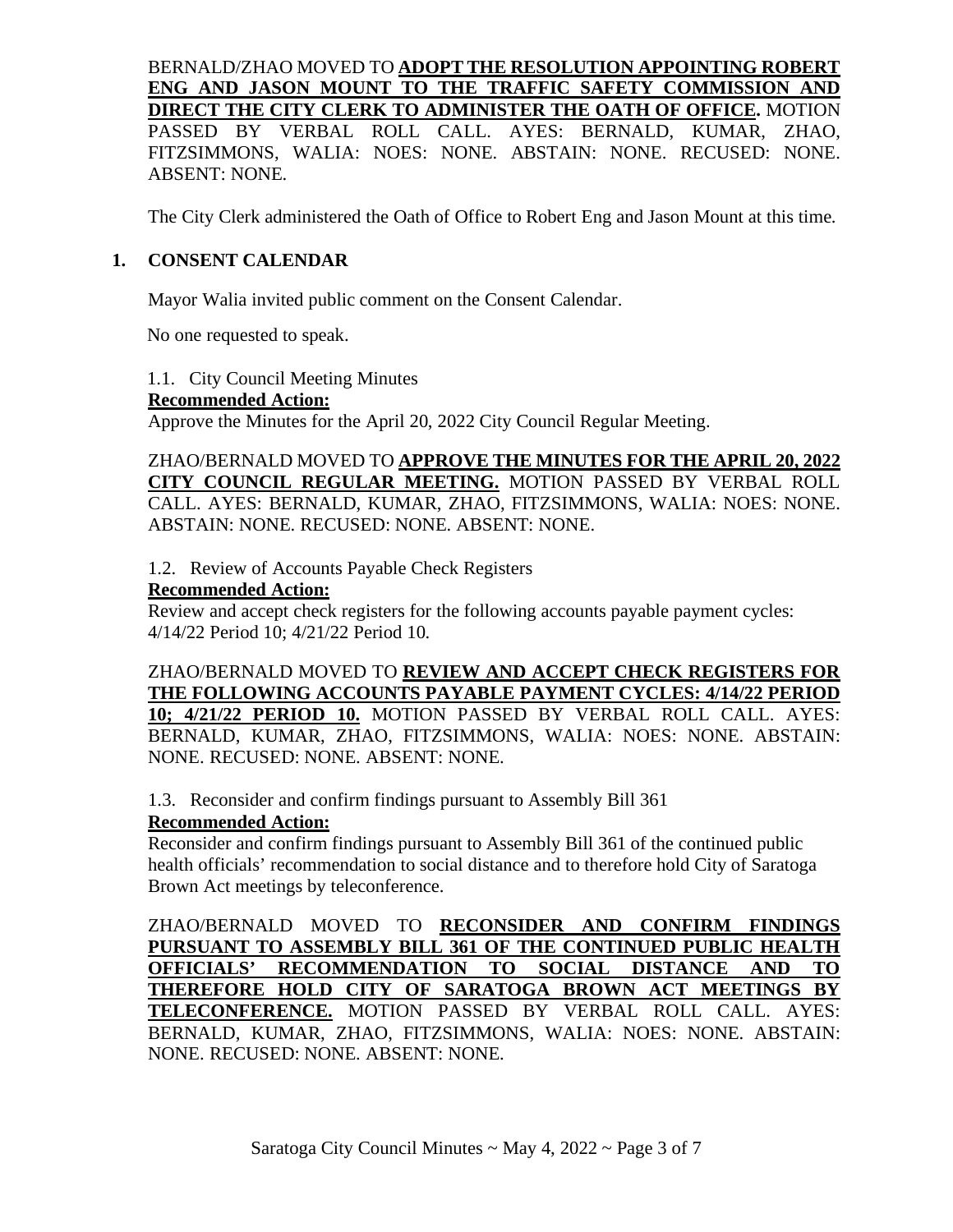BERNALD/ZHAO MOVED TO **ADOPT THE RESOLUTION APPOINTING ROBERT ENG AND JASON MOUNT TO THE TRAFFIC SAFETY COMMISSION AND DIRECT THE CITY CLERK TO ADMINISTER THE OATH OF OFFICE.** MOTION PASSED BY VERBAL ROLL CALL. AYES: BERNALD, KUMAR, ZHAO, FITZSIMMONS, WALIA: NOES: NONE. ABSTAIN: NONE. RECUSED: NONE. ABSENT: NONE.

The City Clerk administered the Oath of Office to Robert Eng and Jason Mount at this time.

## 1. CONSENT CALENDAR

Mayor Walia invited public comment on the Consent Calendar.

No one requested to speak.

1.1. City Council Meeting Minutes

**Recommended Action:**

Approve the Minutes for the April 20, 2022 City Council Regular Meeting.

ZHAO/BERNALD MOVED TO **APPROVE THE MINUTES FOR THE APRIL 20, 2022 CITY COUNCIL REGULAR MEETING.** MOTION PASSED BY VERBAL ROLL CALL. AYES: BERNALD, KUMAR, ZHAO, FITZSIMMONS, WALIA: NOES: NONE. ABSTAIN: NONE. RECUSED: NONE. ABSENT: NONE.

1.2. Review of Accounts Payable Check Registers

**Recommended Action:**

Review and accept check registers for the following accounts payable payment cycles: 4/14/22 Period 10; 4/21/22 Period 10.

ZHAO/BERNALD MOVED TO **REVIEW AND ACCEPT CHECK REGISTERS FOR THE FOLLOWING ACCOUNTS PAYABLE PAYMENT CYCLES: 4/14/22 PERIOD 10; 4/21/22 PERIOD 10.** MOTION PASSED BY VERBAL ROLL CALL. AYES: BERNALD, KUMAR, ZHAO, FITZSIMMONS, WALIA: NOES: NONE. ABSTAIN: NONE. RECUSED: NONE. ABSENT: NONE.

1.3. Reconsider and confirm findings pursuant to Assembly Bill 361

**Recommended Action:**

Reconsider and confirm findings pursuant to Assembly Bill 361 of the continued public health officials' recommendation to social distance and to therefore hold City of Saratoga Brown Act meetings by teleconference.

ZHAO/BERNALD MOVED TO **RECONSIDER AND CONFIRM FINDINGS PURSUANT TO ASSEMBLY BILL 361 OF THE CONTINUED PUBLIC HEALTH OFFICIALS' RECOMMENDATION TO SOCIAL DISTANCE AND TO THEREFORE HOLD CITY OF SARATOGA BROWN ACT MEETINGS BY TELECONFERENCE.** MOTION PASSED BY VERBAL ROLL CALL. AYES: BERNALD, KUMAR, ZHAO, FITZSIMMONS, WALIA: NOES: NONE. ABSTAIN: NONE. RECUSED: NONE. ABSENT: NONE.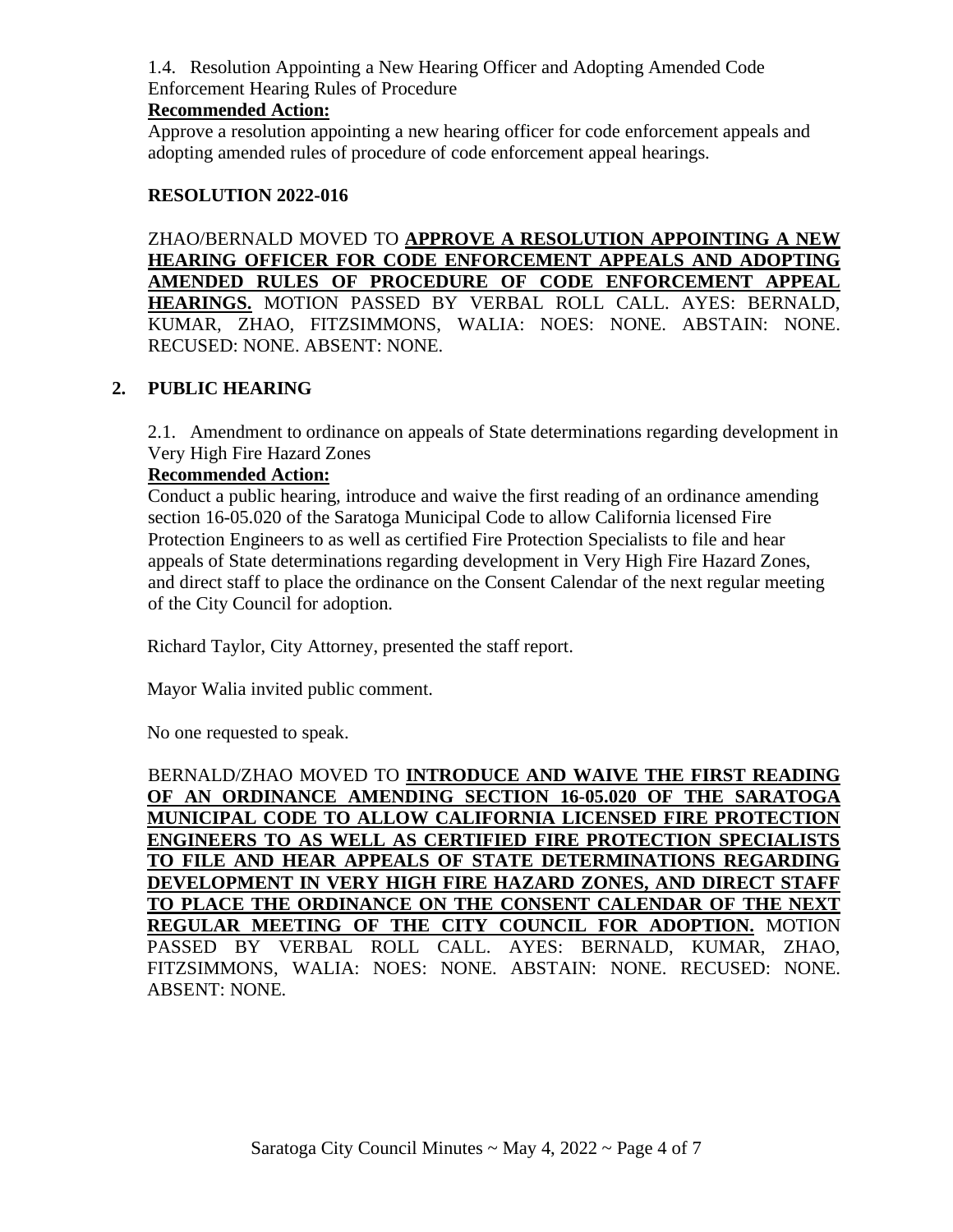1.4. Resolution Appointing a New Hearing Officer and Adopting Amended Code Enforcement Hearing Rules of Procedure

**Recommended Action:**

Approve a resolution appointing a new hearing officer for code enforcement appeals and adopting amended rules of procedure of code enforcement appeal hearings.

**RESOLUTION 2022-016**

ZHAO/BERNALD MOVED TO **APPROVE A RESOLUTION APPOINTING A NEW HEARING OFFICER FOR CODE ENFORCEMENT APPEALS AND ADOPTING AMENDED RULES OF PROCEDURE OF CODE ENFORCEMENT APPEAL HEARINGS.** MOTION PASSED BY VERBAL ROLL CALL. AYES: BERNALD, KUMAR, ZHAO, FITZSIMMONS, WALIA: NOES: NONE. ABSTAIN: NONE. RECUSED: NONE. ABSENT: NONE.

## 2. PUBLIC HEARING

2.1. Amendment to ordinance on appeals of State determinations regarding development in Very High Fire Hazard Zones

**Recommended Action:**

Conduct a public hearing, introduce and waive the first reading of an ordinance amending section 16-05.020 of the Saratoga Municipal Code to allow California licensed Fire Protection Engineers to as well as certified Fire Protection Specialists to file and hear appeals of State determinations regarding development in Very High Fire Hazard Zones, and direct staff to place the ordinance on the Consent Calendar of the next regular meeting of the City Council for adoption.

Richard Taylor, City Attorney, presented the staff report.

Mayor Walia invited public comment.

No one requested to speak.

BERNALD/ZHAO MOVED TO **INTRODUCE AND WAIVE THE FIRST READING OF AN ORDINANCE AMENDING SECTION 16-05.020 OF THE SARATOGA MUNICIPAL CODE TO ALLOW CALIFORNIA LICENSED FIRE PROTECTION ENGINEERS TO AS WELL AS CERTIFIED FIRE PROTECTION SPECIALISTS TO FILE AND HEAR APPEALS OF STATE DETERMINATIONS REGARDING DEVELOPMENT IN VERY HIGH FIRE HAZARD ZONES, AND DIRECT STAFF TO PLACE THE ORDINANCE ON THE CONSENT CALENDAR OF THE NEXT REGULAR MEETING OF THE CITY COUNCIL FOR ADOPTION.** MOTION PASSED BY VERBAL ROLL CALL. AYES: BERNALD, KUMAR, ZHAO, FITZSIMMONS, WALIA: NOES: NONE. ABSTAIN: NONE. RECUSED: NONE. ABSENT: NONE.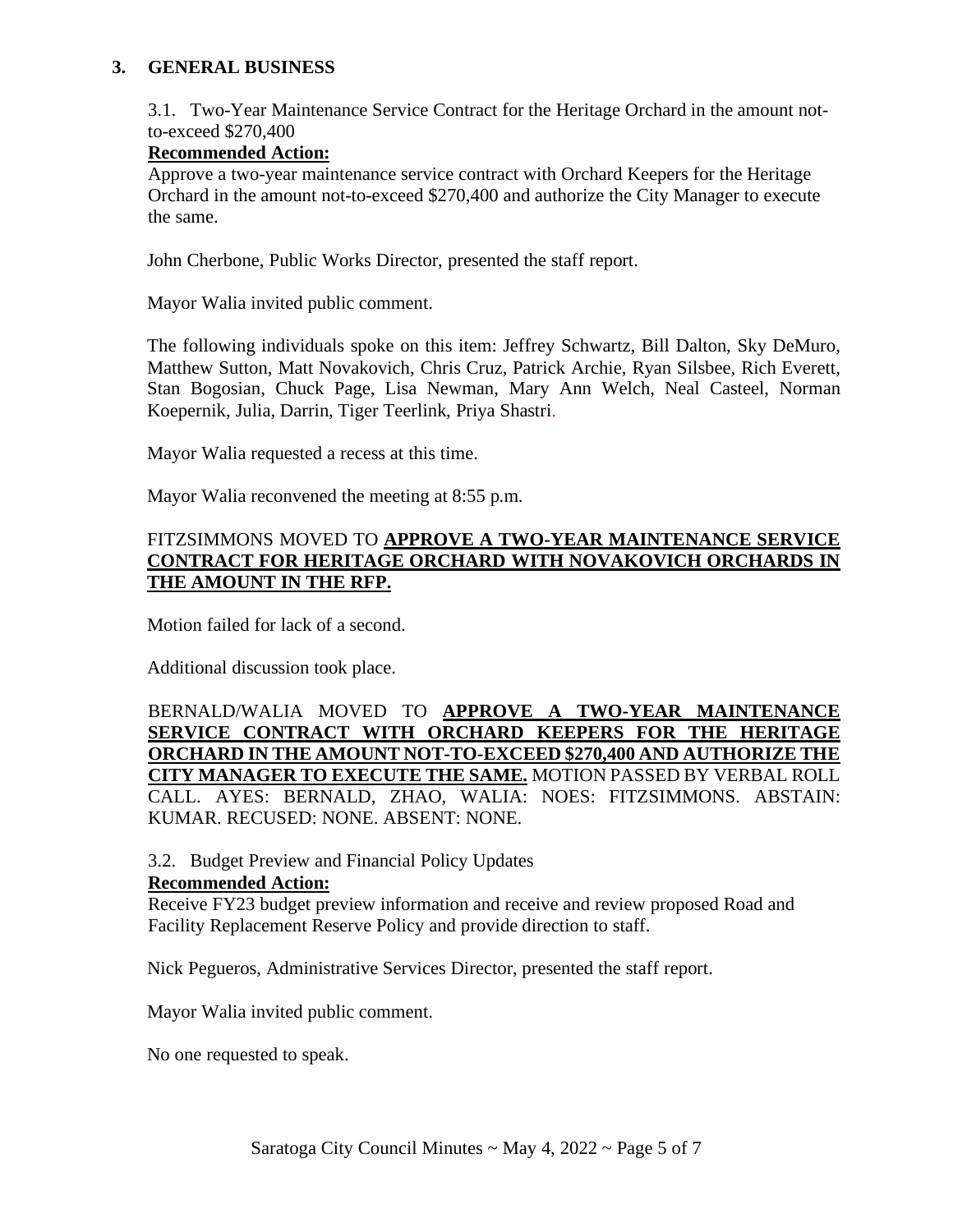## 3. GENERAL BUSINESS

3.1. Two-Year Maintenance Service Contract for the Heritage Orchard in the amount not-to-exceed $270,400

**Recommended Action:**

Approve a two-year maintenance service contract with Orchard Keepers for the Heritage Orchard in the amount not-to-exceed $270,400 and authorize the City Manager to execute the same.

John Cherbone, Public Works Director, presented the staff report.

Mayor Walia invited public comment.

The following individuals spoke on this item: Jeffrey Schwartz, Bill Dalton, Sky DeMuro, Matthew Sutton, Matt Novakovich, Chris Cruz, Patrick Archie, Ryan Silsbee, Rich Everett, Stan Bogosian, Chuck Page, Lisa Newman, Mary Ann Welch, Neal Casteel, Norman Koepernik, Julia, Darrin, Tiger Teerlink, Priya Shastri.

Mayor Walia requested a recess at this time.

Mayor Walia reconvened the meeting at 8:55 p.m.

FITZSIMMONS MOVED TO **APPROVE A TWO-YEAR MAINTENANCE SERVICE CONTRACT FOR HERITAGE ORCHARD WITH NOVAKOVICH ORCHARDS IN THE AMOUNT IN THE RFP.**

Motion failed for lack of a second.

Additional discussion took place.

BERNALD/WALIA MOVED TO **APPROVE A TWO-YEAR MAINTENANCE SERVICE CONTRACT WITH ORCHARD KEEPERS FOR THE HERITAGE ORCHARD IN THE AMOUNT NOT-TO-EXCEED $270,400 AND AUTHORIZE THE CITY MANAGER TO EXECUTE THE SAME.** MOTION PASSED BY VERBAL ROLL CALL. AYES: BERNALD, ZHAO, WALIA: NOES: FITZSIMMONS. ABSTAIN: KUMAR. RECUSED: NONE. ABSENT: NONE.

3.2. Budget Preview and Financial Policy Updates

**Recommended Action:**

Receive FY23 budget preview information and receive and review proposed Road and Facility Replacement Reserve Policy and provide direction to staff.

Nick Pegueros, Administrative Services Director, presented the staff report.

Mayor Walia invited public comment.

No one requested to speak.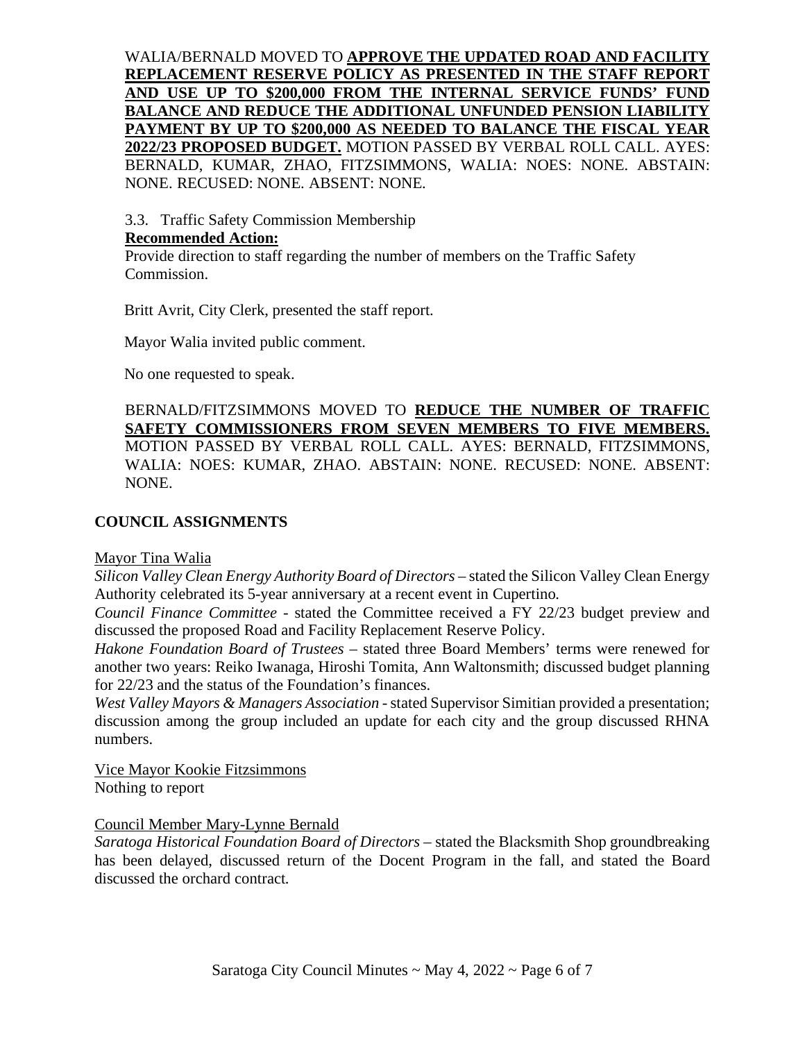WALIA/BERNALD MOVED TO **APPROVE THE UPDATED ROAD AND FACILITY REPLACEMENT RESERVE POLICY AS PRESENTED IN THE STAFF REPORT AND USE UP TO $200,000 FROM THE INTERNAL SERVICE FUNDS' FUND BALANCE AND REDUCE THE ADDITIONAL UNFUNDED PENSION LIABILITY PAYMENT BY UP TO $200,000 AS NEEDED TO BALANCE THE FISCAL YEAR 2022/23 PROPOSED BUDGET.** MOTION PASSED BY VERBAL ROLL CALL. AYES: BERNALD, KUMAR, ZHAO, FITZSIMMONS, WALIA: NOES: NONE. ABSTAIN: NONE. RECUSED: NONE. ABSENT: NONE.

3.3. Traffic Safety Commission Membership

**Recommended Action:**

Provide direction to staff regarding the number of members on the Traffic Safety Commission.

Britt Avrit, City Clerk, presented the staff report.

Mayor Walia invited public comment.

No one requested to speak.

BERNALD/FITZSIMMONS MOVED TO **REDUCE THE NUMBER OF TRAFFIC SAFETY COMMISSIONERS FROM SEVEN MEMBERS TO FIVE MEMBERS.** MOTION PASSED BY VERBAL ROLL CALL. AYES: BERNALD, FITZSIMMONS, WALIA: NOES: KUMAR, ZHAO. ABSTAIN: NONE. RECUSED: NONE. ABSENT: NONE.

## COUNCIL ASSIGNMENTS

Mayor Tina Walia

*Silicon Valley Clean Energy Authority Board of Directors* – stated the Silicon Valley Clean Energy Authority celebrated its 5-year anniversary at a recent event in Cupertino.

*Council Finance Committee* - stated the Committee received a FY 22/23 budget preview and discussed the proposed Road and Facility Replacement Reserve Policy.

*Hakone Foundation Board of Trustees* – stated three Board Members' terms were renewed for another two years: Reiko Iwanaga, Hiroshi Tomita, Ann Waltonsmith; discussed budget planning for 22/23 and the status of the Foundation's finances.

*West Valley Mayors & Managers Association* - stated Supervisor Simitian provided a presentation; discussion among the group included an update for each city and the group discussed RHNA numbers.

Vice Mayor Kookie Fitzsimmons

Nothing to report

Council Member Mary-Lynne Bernald

*Saratoga Historical Foundation Board of Directors* – stated the Blacksmith Shop groundbreaking has been delayed, discussed return of the Docent Program in the fall, and stated the Board discussed the orchard contract.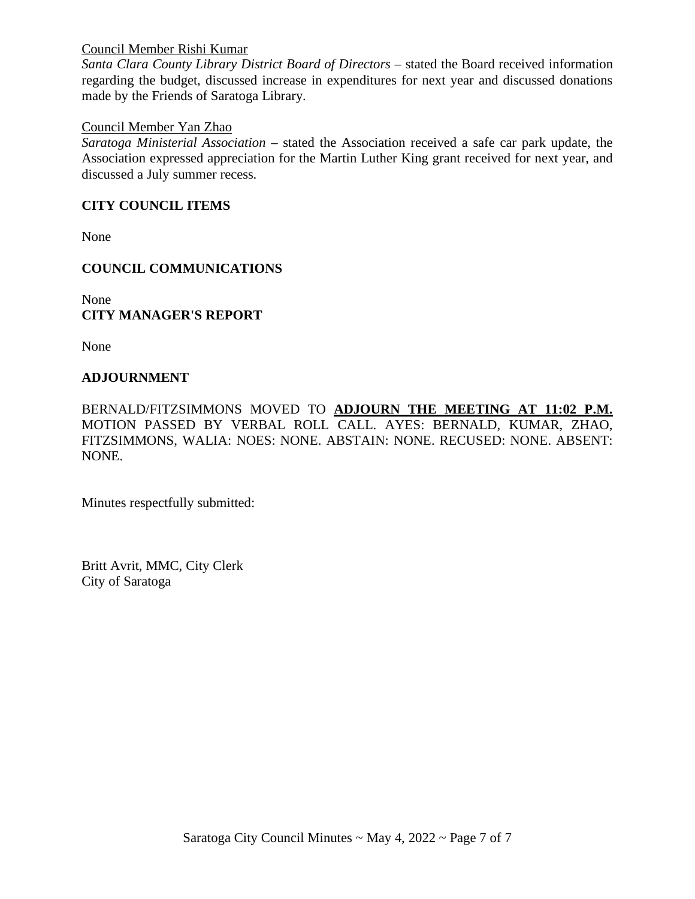Council Member Rishi Kumar

*Santa Clara County Library District Board of Directors* – stated the Board received information regarding the budget, discussed increase in expenditures for next year and discussed donations made by the Friends of Saratoga Library.

Council Member Yan Zhao

*Saratoga Ministerial Association* – stated the Association received a safe car park update, the Association expressed appreciation for the Martin Luther King grant received for next year, and discussed a July summer recess.

## CITY COUNCIL ITEMS

None

## COUNCIL COMMUNICATIONS

None

## CITY MANAGER'S REPORT

None

## ADJOURNMENT

BERNALD/FITZSIMMONS MOVED TO **ADJOURN THE MEETING AT 11:02 P.M.** MOTION PASSED BY VERBAL ROLL CALL. AYES: BERNALD, KUMAR, ZHAO, FITZSIMMONS, WALIA: NOES: NONE. ABSTAIN: NONE. RECUSED: NONE. ABSENT: NONE.

Minutes respectfully submitted:

Britt Avrit, MMC, City Clerk
City of Saratoga